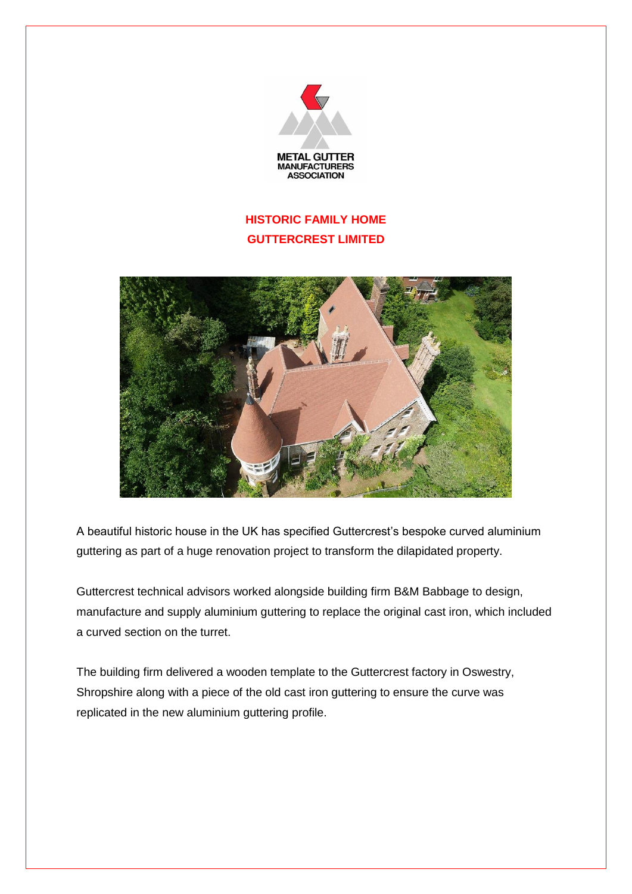METAL GUTTER
MANUFACTURERS
ASSOCIATION

# HISTORIC FAMILY HOME
## GUTTERCREST LIMITED

A beautiful historic house in the UK has specified Guttercrest's bespoke curved aluminium guttering as part of a huge renovation project to transform the dilapidated property.

Guttercrest technical advisors worked alongside building firm B&M Babbage to design, manufacture and supply aluminium guttering to replace the original cast iron, which included a curved section on the turret.

The building firm delivered a wooden template to the Guttercrest factory in Oswestry, Shropshire along with a piece of the old cast iron guttering to ensure the curve was replicated in the new aluminium guttering profile.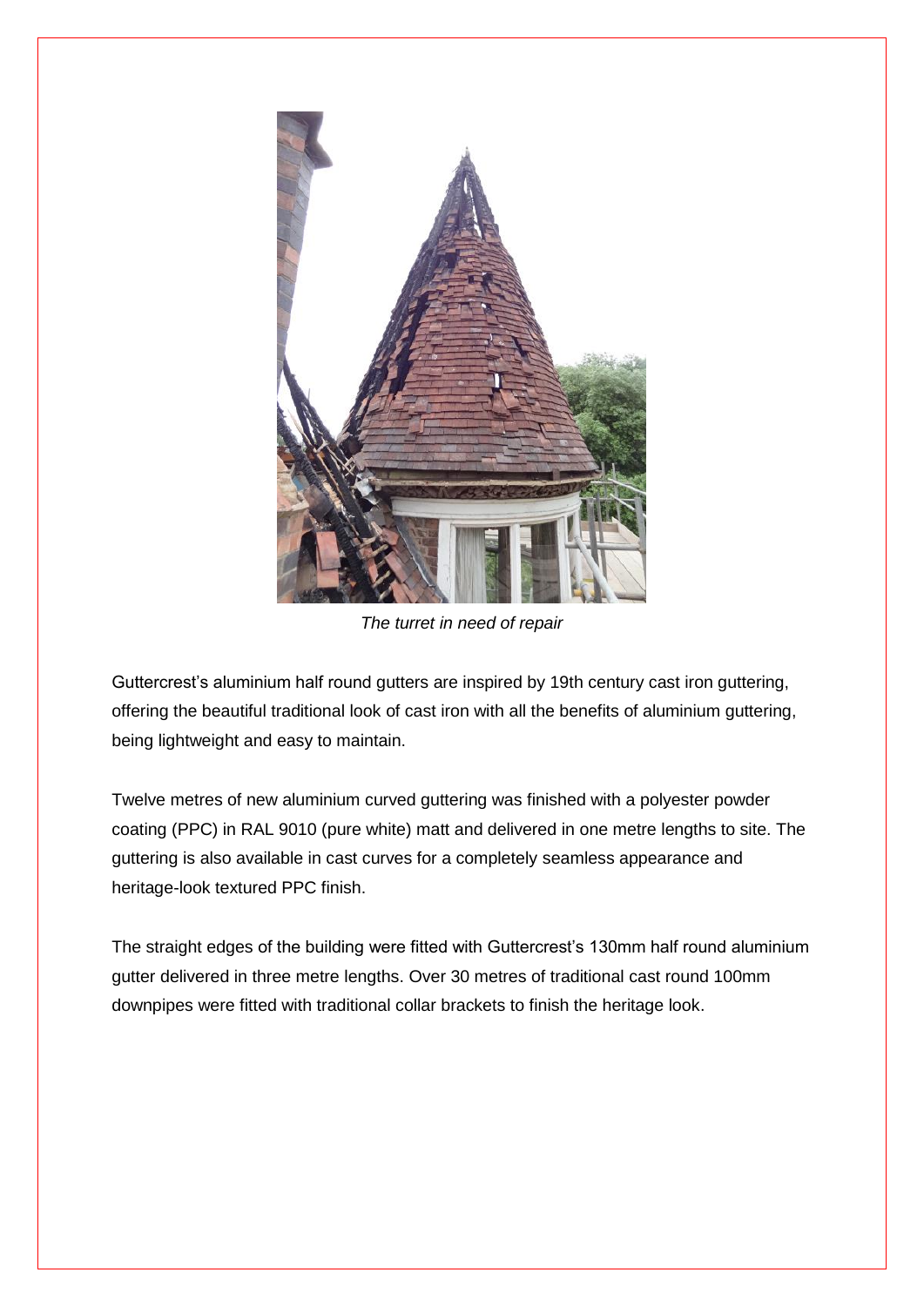*The turret in need of repair*

Guttercrest's aluminium half round gutters are inspired by 19th century cast iron guttering, offering the beautiful traditional look of cast iron with all the benefits of aluminium guttering, being lightweight and easy to maintain.

Twelve metres of new aluminium curved guttering was finished with a polyester powder coating (PPC) in RAL 9010 (pure white) matt and delivered in one metre lengths to site. The guttering is also available in cast curves for a completely seamless appearance and heritage-look textured PPC finish.

The straight edges of the building were fitted with Guttercrest's 130mm half round aluminium gutter delivered in three metre lengths. Over 30 metres of traditional cast round 100mm downpipes were fitted with traditional collar brackets to finish the heritage look.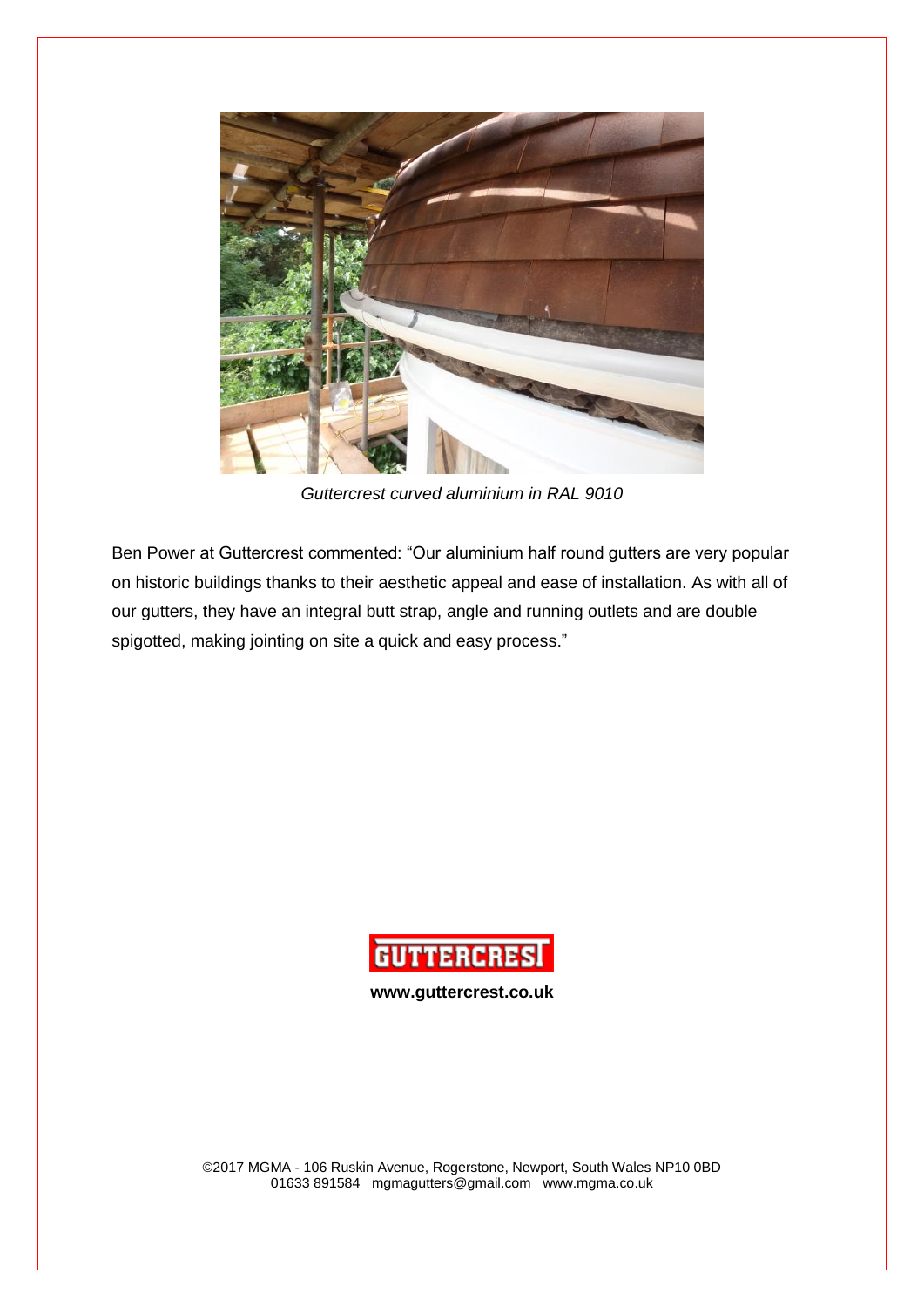*Guttercrest curved aluminium in RAL 9010*

Ben Power at Guttercrest commented: "Our aluminium half round gutters are very popular on historic buildings thanks to their aesthetic appeal and ease of installation. As with all of our gutters, they have an integral butt strap, angle and running outlets and are double spigotted, making jointing on site a quick and easy process."

GUTTERCREST

**www.guttercrest.co.uk**

©2017 MGMA - 106 Ruskin Avenue, Rogerstone, Newport, South Wales NP10 0BD
01633 891584 mgmagutters@gmail.com www.mgma.co.uk